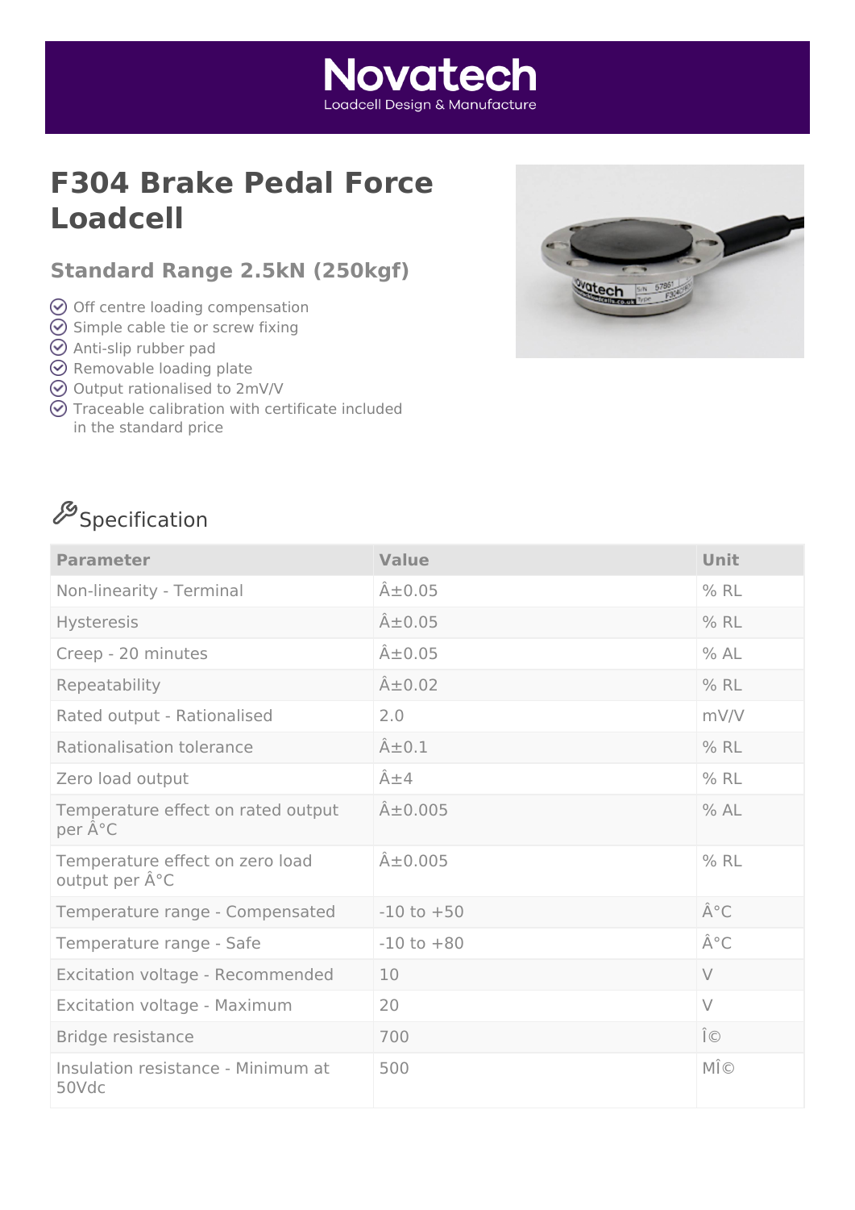# Novatech

Loadcell Design & Manufacture

# F304 Brake Pedal Force Loadcell

## Standard Range 2.5kN (250kgf)

- Off centre loading compensation
- Simple cable tie or screw fixing
- Anti-slip rubber pad
- Removable loading plate
- Output rationalised to 2mV/V
- Traceable calibration with certificate included in the standard price

## Specification

| Parameter | Value | Unit |
|---|---|---|
| Non-linearity - Terminal | Â±0.05 | % RL |
| Hysteresis | Â±0.05 | % RL |
| Creep - 20 minutes | Â±0.05 | % AL |
| Repeatability | Â±0.02 | % RL |
| Rated output - Rationalised | 2.0 | mV/V |
| Rationalisation tolerance | Â±0.1 | % RL |
| Zero load output | Â±4 | % RL |
| Temperature effect on rated output per Â°C | Â±0.005 | % AL |
| Temperature effect on zero load output per Â°C | Â±0.005 | % RL |
| Temperature range - Compensated | -10 to +50 | Â°C |
| Temperature range - Safe | -10 to +80 | Â°C |
| Excitation voltage - Recommended | 10 | V |
| Excitation voltage - Maximum | 20 | V |
| Bridge resistance | 700 | Î© |
| Insulation resistance - Minimum at 50Vdc | 500 | MÎ© |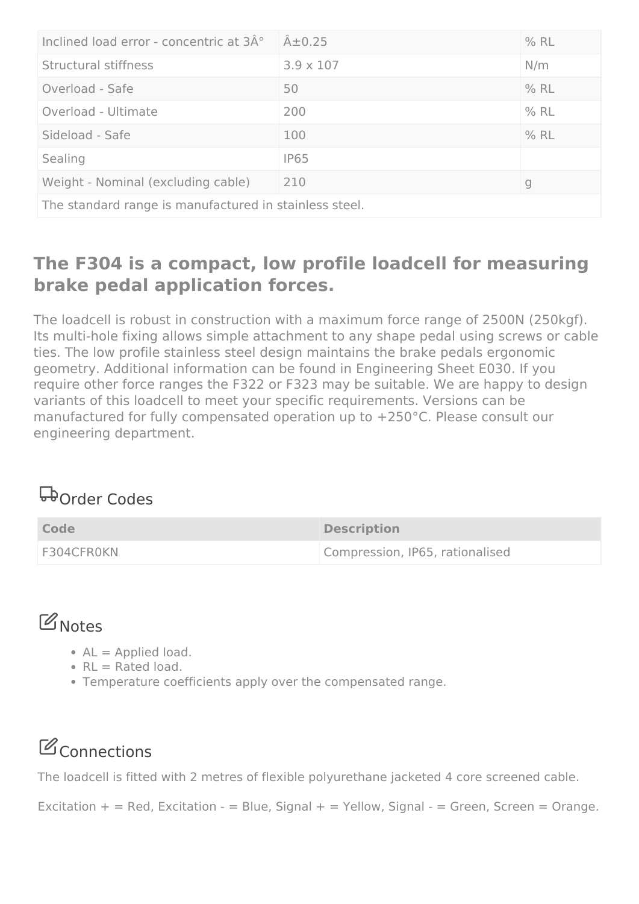| Inclined load error - concentric at 3Â° | Â±0.25 | % RL |
| --- | --- | --- |
| Structural stiffness | 3.9 x 107 | N/m |
| Overload - Safe | 50 | % RL |
| Overload - Ultimate | 200 | % RL |
| Sideload - Safe | 100 | % RL |
| Sealing | IP65 | |
| Weight - Nominal (excluding cable) | 210 | g |
| The standard range is manufactured in stainless steel. | | |

## The F304 is a compact, low profile loadcell for measuring brake pedal application forces.

The loadcell is robust in construction with a maximum force range of 2500N (250kgf). Its multi-hole fixing allows simple attachment to any shape pedal using screws or cable ties. The low profile stainless steel design maintains the brake pedals ergonomic geometry. Additional information can be found in Engineering Sheet E030. If you require other force ranges the F322 or F323 may be suitable. We are happy to design variants of this loadcell to meet your specific requirements. Versions can be manufactured for fully compensated operation up to +250°C. Please consult our engineering department.

## Order Codes

| Code | Description |
| --- | --- |
| F304CFR0KN | Compression, IP65, rationalised |

## Notes

- AL = Applied load.
- RL = Rated load.
- Temperature coefficients apply over the compensated range.

## Connections

The loadcell is fitted with 2 metres of flexible polyurethane jacketed 4 core screened cable.

Excitation + = Red, Excitation - = Blue, Signal + = Yellow, Signal - = Green, Screen = Orange.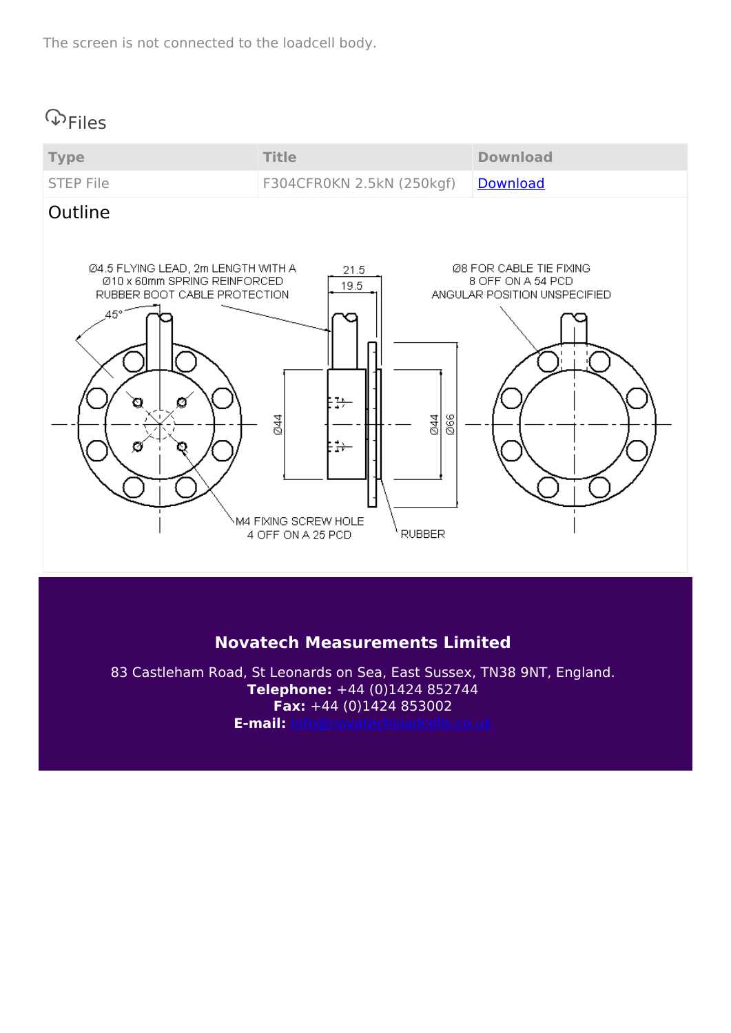The screen is not connected to the loadcell body.

## Files

| Type | Title | Download |
| --- | --- | --- |
| STEP File | F304CFR0KN 2.5kN (250kgf) | Download |

## Outline

Ø4.5 FLYING LEAD, 2m LENGTH WITH A Ø10 x 60mm SPRING REINFORCED RUBBER BOOT CABLE PROTECTION

45°

21.5

19.5

Ø8 FOR CABLE TIE FIXING 8 OFF ON A 54 PCD ANGULAR POSITION UNSPECIFIED

Ø44

Ø44

Ø66

M4 FIXING SCREW HOLE 4 OFF ON A 25 PCD

RUBBER

**Novatech Measurements Limited**

83 Castleham Road, St Leonards on Sea, East Sussex, TN38 9NT, England.

**Telephone:** +44 (0)1424 852744

**Fax:** +44 (0)1424 853002

**E-mail:** info@novatechloadcells.co.uk